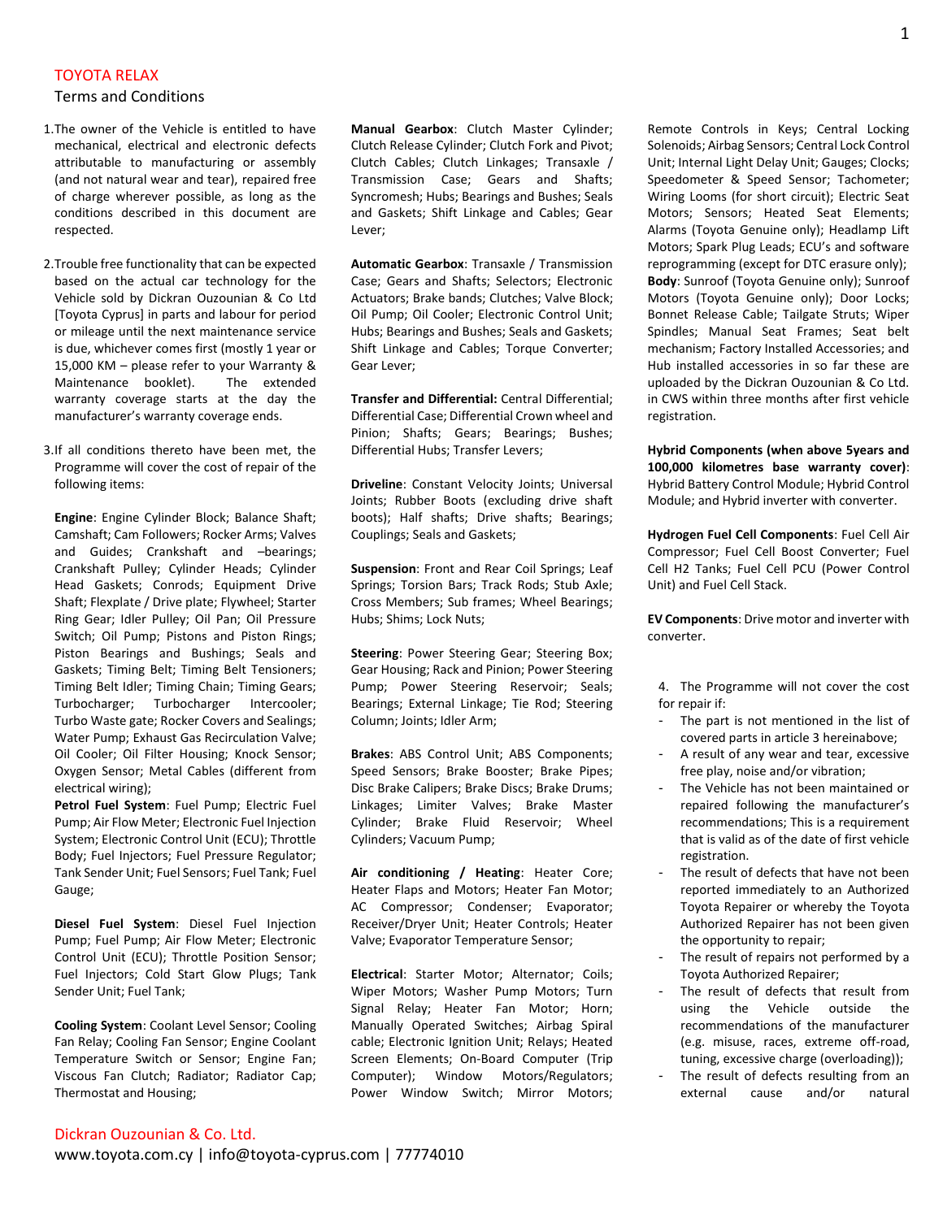# TOYOTA RELAX

## Terms and Conditions

1. The owner of the Vehicle is entitled to have mechanical, electrical and electronic defects attributable to manufacturing or assembly (and not natural wear and tear), repaired free of charge wherever possible, as long as the conditions described in this document are respected.

2. Trouble free functionality that can be expected based on the actual car technology for the Vehicle sold by Dickran Ouzounian & Co Ltd [Toyota Cyprus] in parts and labour for period or mileage until the next maintenance service is due, whichever comes first (mostly 1 year or 15,000 KM – please refer to your Warranty & Maintenance booklet). The extended warranty coverage starts at the day the manufacturer's warranty coverage ends.

3. If all conditions thereto have been met, the Programme will cover the cost of repair of the following items:

**Engine**: Engine Cylinder Block; Balance Shaft; Camshaft; Cam Followers; Rocker Arms; Valves and Guides; Crankshaft and –bearings; Crankshaft Pulley; Cylinder Heads; Cylinder Head Gaskets; Conrods; Equipment Drive Shaft; Flexplate / Drive plate; Flywheel; Starter Ring Gear; Idler Pulley; Oil Pan; Oil Pressure Switch; Oil Pump; Pistons and Piston Rings; Piston Bearings and Bushings; Seals and Gaskets; Timing Belt; Timing Belt Tensioners; Timing Belt Idler; Timing Chain; Timing Gears; Turbocharger; Turbocharger Intercooler; Turbo Waste gate; Rocker Covers and Sealings; Water Pump; Exhaust Gas Recirculation Valve; Oil Cooler; Oil Filter Housing; Knock Sensor; Oxygen Sensor; Metal Cables (different from electrical wiring);

**Petrol Fuel System**: Fuel Pump; Electric Fuel Pump; Air Flow Meter; Electronic Fuel Injection System; Electronic Control Unit (ECU); Throttle Body; Fuel Injectors; Fuel Pressure Regulator; Tank Sender Unit; Fuel Sensors; Fuel Tank; Fuel Gauge;

**Diesel Fuel System**: Diesel Fuel Injection Pump; Fuel Pump; Air Flow Meter; Electronic Control Unit (ECU); Throttle Position Sensor; Fuel Injectors; Cold Start Glow Plugs; Tank Sender Unit; Fuel Tank;

**Cooling System**: Coolant Level Sensor; Cooling Fan Relay; Cooling Fan Sensor; Engine Coolant Temperature Switch or Sensor; Engine Fan; Viscous Fan Clutch; Radiator; Radiator Cap; Thermostat and Housing;

**Manual Gearbox**: Clutch Master Cylinder; Clutch Release Cylinder; Clutch Fork and Pivot; Clutch Cables; Clutch Linkages; Transaxle / Transmission Case; Gears and Shafts; Syncromesh; Hubs; Bearings and Bushes; Seals and Gaskets; Shift Linkage and Cables; Gear Lever;

**Automatic Gearbox**: Transaxle / Transmission Case; Gears and Shafts; Selectors; Electronic Actuators; Brake bands; Clutches; Valve Block; Oil Pump; Oil Cooler; Electronic Control Unit; Hubs; Bearings and Bushes; Seals and Gaskets; Shift Linkage and Cables; Torque Converter; Gear Lever;

**Transfer and Differential:** Central Differential; Differential Case; Differential Crown wheel and Pinion; Shafts; Gears; Bearings; Bushes; Differential Hubs; Transfer Levers;

**Driveline**: Constant Velocity Joints; Universal Joints; Rubber Boots (excluding drive shaft boots); Half shafts; Drive shafts; Bearings; Couplings; Seals and Gaskets;

**Suspension**: Front and Rear Coil Springs; Leaf Springs; Torsion Bars; Track Rods; Stub Axle; Cross Members; Sub frames; Wheel Bearings; Hubs; Shims; Lock Nuts;

**Steering**: Power Steering Gear; Steering Box; Gear Housing; Rack and Pinion; Power Steering Pump; Power Steering Reservoir; Seals; Bearings; External Linkage; Tie Rod; Steering Column; Joints; Idler Arm;

**Brakes**: ABS Control Unit; ABS Components; Speed Sensors; Brake Booster; Brake Pipes; Disc Brake Calipers; Brake Discs; Brake Drums; Linkages; Limiter Valves; Brake Master Cylinder; Brake Fluid Reservoir; Wheel Cylinders; Vacuum Pump;

**Air conditioning / Heating**: Heater Core; Heater Flaps and Motors; Heater Fan Motor; AC Compressor; Condenser; Evaporator; Receiver/Dryer Unit; Heater Controls; Heater Valve; Evaporator Temperature Sensor;

**Electrical**: Starter Motor; Alternator; Coils; Wiper Motors; Washer Pump Motors; Turn Signal Relay; Heater Fan Motor; Horn; Manually Operated Switches; Airbag Spiral cable; Electronic Ignition Unit; Relays; Heated Screen Elements; On-Board Computer (Trip Computer); Window Motors/Regulators; Power Window Switch; Mirror Motors; Remote Controls in Keys; Central Locking Solenoids; Airbag Sensors; Central Lock Control Unit; Internal Light Delay Unit; Gauges; Clocks; Speedometer & Speed Sensor; Tachometer; Wiring Looms (for short circuit); Electric Seat Motors; Sensors; Heated Seat Elements; Alarms (Toyota Genuine only); Headlamp Lift Motors; Spark Plug Leads; ECU's and software reprogramming (except for DTC erasure only);

**Body**: Sunroof (Toyota Genuine only); Sunroof Motors (Toyota Genuine only); Door Locks; Bonnet Release Cable; Tailgate Struts; Wiper Spindles; Manual Seat Frames; Seat belt mechanism; Factory Installed Accessories; and Hub installed accessories in so far these are uploaded by the Dickran Ouzounian & Co Ltd. in CWS within three months after first vehicle registration.

**Hybrid Components (when above 5years and 100,000 kilometres base warranty cover)**: Hybrid Battery Control Module; Hybrid Control Module; and Hybrid inverter with converter.

**Hydrogen Fuel Cell Components**: Fuel Cell Air Compressor; Fuel Cell Boost Converter; Fuel Cell H2 Tanks; Fuel Cell PCU (Power Control Unit) and Fuel Cell Stack.

**EV Components**: Drive motor and inverter with converter.

4. The Programme will not cover the cost for repair if:

- The part is not mentioned in the list of covered parts in article 3 hereinabove;
- A result of any wear and tear, excessive free play, noise and/or vibration;
- The Vehicle has not been maintained or repaired following the manufacturer's recommendations; This is a requirement that is valid as of the date of first vehicle registration.
- The result of defects that have not been reported immediately to an Authorized Toyota Repairer or whereby the Toyota Authorized Repairer has not been given the opportunity to repair;
- The result of repairs not performed by a Toyota Authorized Repairer;
- The result of defects that result from using the Vehicle outside the recommendations of the manufacturer (e.g. misuse, races, extreme off-road, tuning, excessive charge (overloading));
- The result of defects resulting from an external cause and/or natural

Dickran Ouzounian & Co. Ltd.
www.toyota.com.cy | info@toyota-cyprus.com | 77774010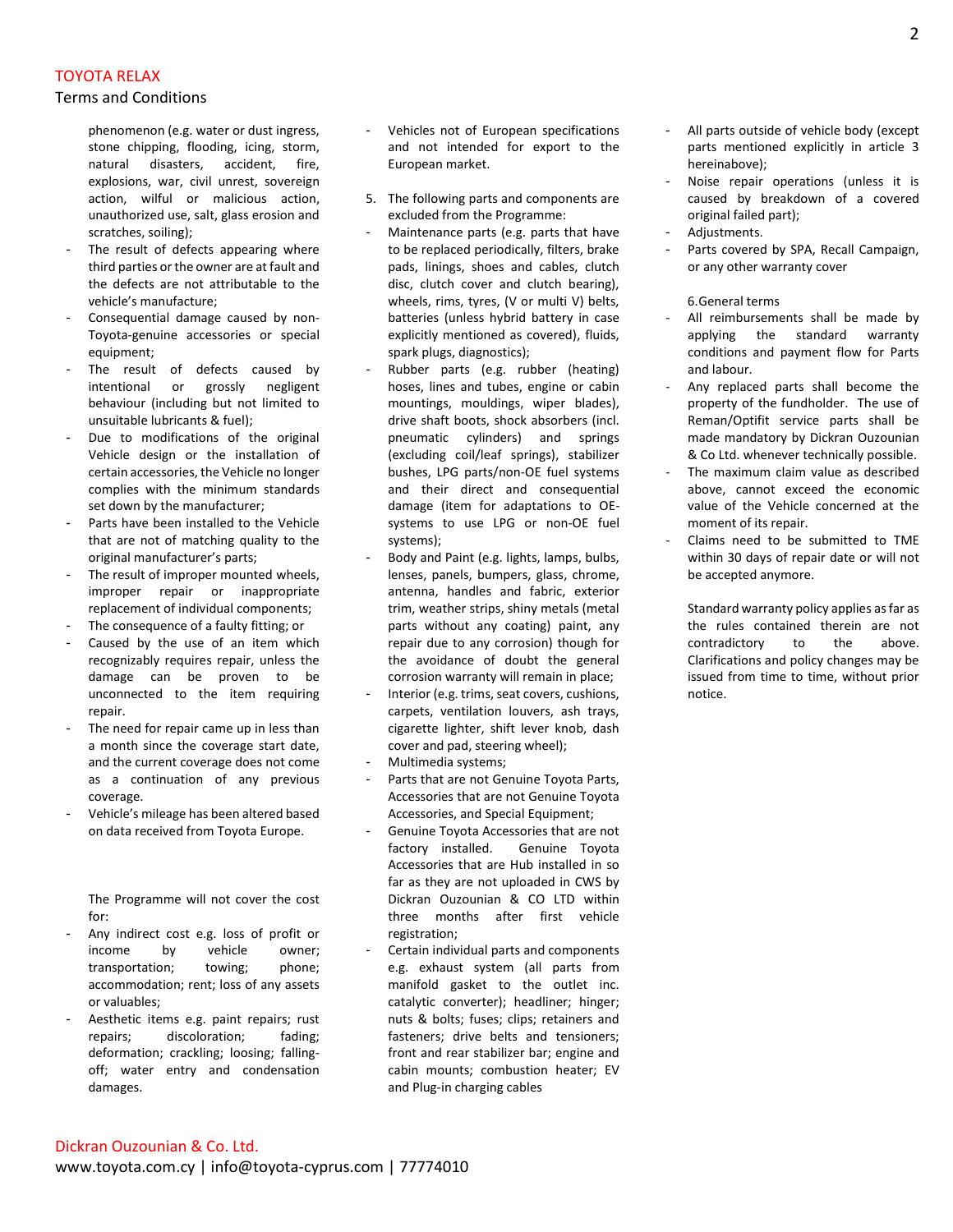phenomenon (e.g. water or dust ingress, stone chipping, flooding, icing, storm, natural disasters, accident, fire, explosions, war, civil unrest, sovereign action, wilful or malicious action, unauthorized use, salt, glass erosion and scratches, soiling);

- The result of defects appearing where third parties or the owner are at fault and the defects are not attributable to the vehicle's manufacture;
- Consequential damage caused by non-Toyota-genuine accessories or special equipment;
- The result of defects caused by intentional or grossly negligent behaviour (including but not limited to unsuitable lubricants & fuel);
- Due to modifications of the original Vehicle design or the installation of certain accessories, the Vehicle no longer complies with the minimum standards set down by the manufacturer;
- Parts have been installed to the Vehicle that are not of matching quality to the original manufacturer's parts;
- The result of improper mounted wheels, improper repair or inappropriate replacement of individual components;
- The consequence of a faulty fitting; or
- Caused by the use of an item which recognizably requires repair, unless the damage can be proven to be unconnected to the item requiring repair.
- The need for repair came up in less than a month since the coverage start date, and the current coverage does not come as a continuation of any previous coverage.
- Vehicle's mileage has been altered based on data received from Toyota Europe.

The Programme will not cover the cost for:

- Any indirect cost e.g. loss of profit or income by vehicle owner; transportation; towing; phone; accommodation; rent; loss of any assets or valuables;
- Aesthetic items e.g. paint repairs; rust repairs; discoloration; fading; deformation; crackling; loosing; falling-off; water entry and condensation damages.
- Vehicles not of European specifications and not intended for export to the European market.

5. The following parts and components are excluded from the Programme:

- Maintenance parts (e.g. parts that have to be replaced periodically, filters, brake pads, linings, shoes and cables, clutch disc, clutch cover and clutch bearing), wheels, rims, tyres, (V or multi V) belts, batteries (unless hybrid battery in case explicitly mentioned as covered), fluids, spark plugs, diagnostics);
- Rubber parts (e.g. rubber (heating) hoses, lines and tubes, engine or cabin mountings, mouldings, wiper blades), drive shaft boots, shock absorbers (incl. pneumatic cylinders) and springs (excluding coil/leaf springs), stabilizer bushes, LPG parts/non-OE fuel systems and their direct and consequential damage (item for adaptations to OE-systems to use LPG or non-OE fuel systems);
- Body and Paint (e.g. lights, lamps, bulbs, lenses, panels, bumpers, glass, chrome, antenna, handles and fabric, exterior trim, weather strips, shiny metals (metal parts without any coating) paint, any repair due to any corrosion) though for the avoidance of doubt the general corrosion warranty will remain in place;
- Interior (e.g. trims, seat covers, cushions, carpets, ventilation louvers, ash trays, cigarette lighter, shift lever knob, dash cover and pad, steering wheel);
- Multimedia systems;
- Parts that are not Genuine Toyota Parts, Accessories that are not Genuine Toyota Accessories, and Special Equipment;
- Genuine Toyota Accessories that are not factory installed. Genuine Toyota Accessories that are Hub installed in so far as they are not uploaded in CWS by Dickran Ouzounian & CO LTD within three months after first vehicle registration;
- Certain individual parts and components e.g. exhaust system (all parts from manifold gasket to the outlet inc. catalytic converter); headliner; hinger; nuts & bolts; fuses; clips; retainers and fasteners; drive belts and tensioners; front and rear stabilizer bar; engine and cabin mounts; combustion heater; EV and Plug-in charging cables
- All parts outside of vehicle body (except parts mentioned explicitly in article 3 hereinabove);
- Noise repair operations (unless it is caused by breakdown of a covered original failed part);
- Adjustments.
- Parts covered by SPA, Recall Campaign, or any other warranty cover

6.General terms

- All reimbursements shall be made by applying the standard warranty conditions and payment flow for Parts and labour.
- Any replaced parts shall become the property of the fundholder. The use of Reman/Optifit service parts shall be made mandatory by Dickran Ouzounian & Co Ltd. whenever technically possible.
- The maximum claim value as described above, cannot exceed the economic value of the Vehicle concerned at the moment of its repair.
- Claims need to be submitted to TME within 30 days of repair date or will not be accepted anymore.

Standard warranty policy applies as far as the rules contained therein are not contradictory to the above. Clarifications and policy changes may be issued from time to time, without prior notice.